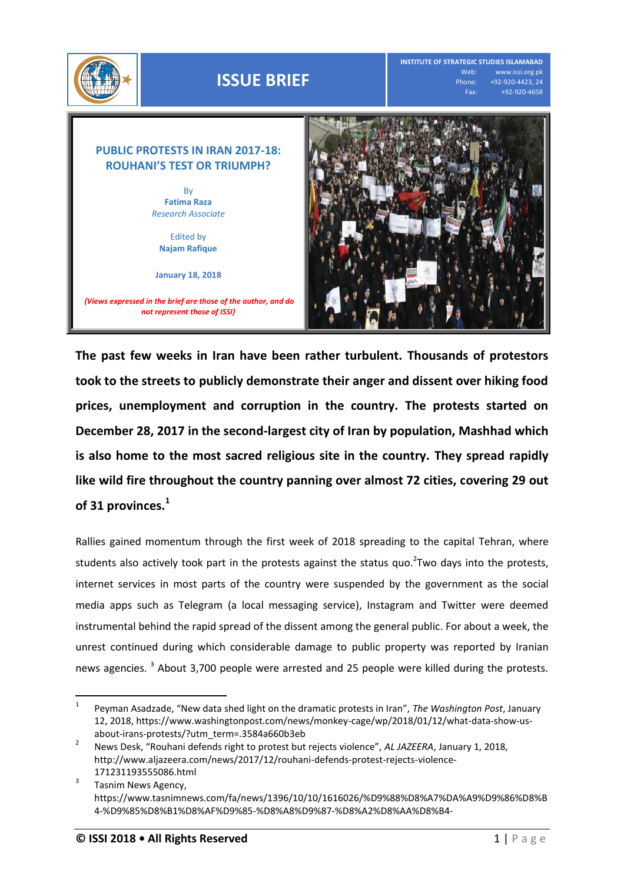ISSUE BRIEF

INSTITUTE OF STRATEGIC STUDIES ISLAMABAD
Web: www.issi.org.pk
Phone: +92-920-4423, 24
Fax: +92-920-4658

# PUBLIC PROTESTS IN IRAN 2017-18: ROUHANI'S TEST OR TRIUMPH?

By
**Fatima Raza**
*Research Associate*

Edited by
**Najam Rafique**

**January 18, 2018**

***(Views expressed in the brief are those of the author, and do not represent those of ISSI)***

**The past few weeks in Iran have been rather turbulent. Thousands of protestors took to the streets to publicly demonstrate their anger and dissent over hiking food prices, unemployment and corruption in the country. The protests started on December 28, 2017 in the second-largest city of Iran by population, Mashhad which is also home to the most sacred religious site in the country. They spread rapidly like wild fire throughout the country panning over almost 72 cities, covering 29 out of 31 provinces.[1]**

Rallies gained momentum through the first week of 2018 spreading to the capital Tehran, where students also actively took part in the protests against the status quo.[2]Two days into the protests, internet services in most parts of the country were suspended by the government as the social media apps such as Telegram (a local messaging service), Instagram and Twitter were deemed instrumental behind the rapid spread of the dissent among the general public. For about a week, the unrest continued during which considerable damage to public property was reported by Iranian news agencies. [3] About 3,700 people were arrested and 25 people were killed during the protests.

---

[1] Peyman Asadzade, "New data shed light on the dramatic protests in Iran", *The Washington Post*, January 12, 2018, https://www.washingtonpost.com/news/monkey-cage/wp/2018/01/12/what-data-show-us-about-irans-protests/?utm_term=.3584a660b3eb

[2] News Desk, "Rouhani defends right to protest but rejects violence", *AL JAZEERA*, January 1, 2018, http://www.aljazeera.com/news/2017/12/rouhani-defends-protest-rejects-violence-171231193555086.html

[3] Tasnim News Agency, https://www.tasnimnews.com/fa/news/1396/10/10/1616026/%D9%88%D8%A7%DA%A9%D9%86%D8%B4-%D9%85%D8%B1%D8%AF%D9%85-%D8%A8%D9%87-%D8%A2%D8%AA%D8%B4-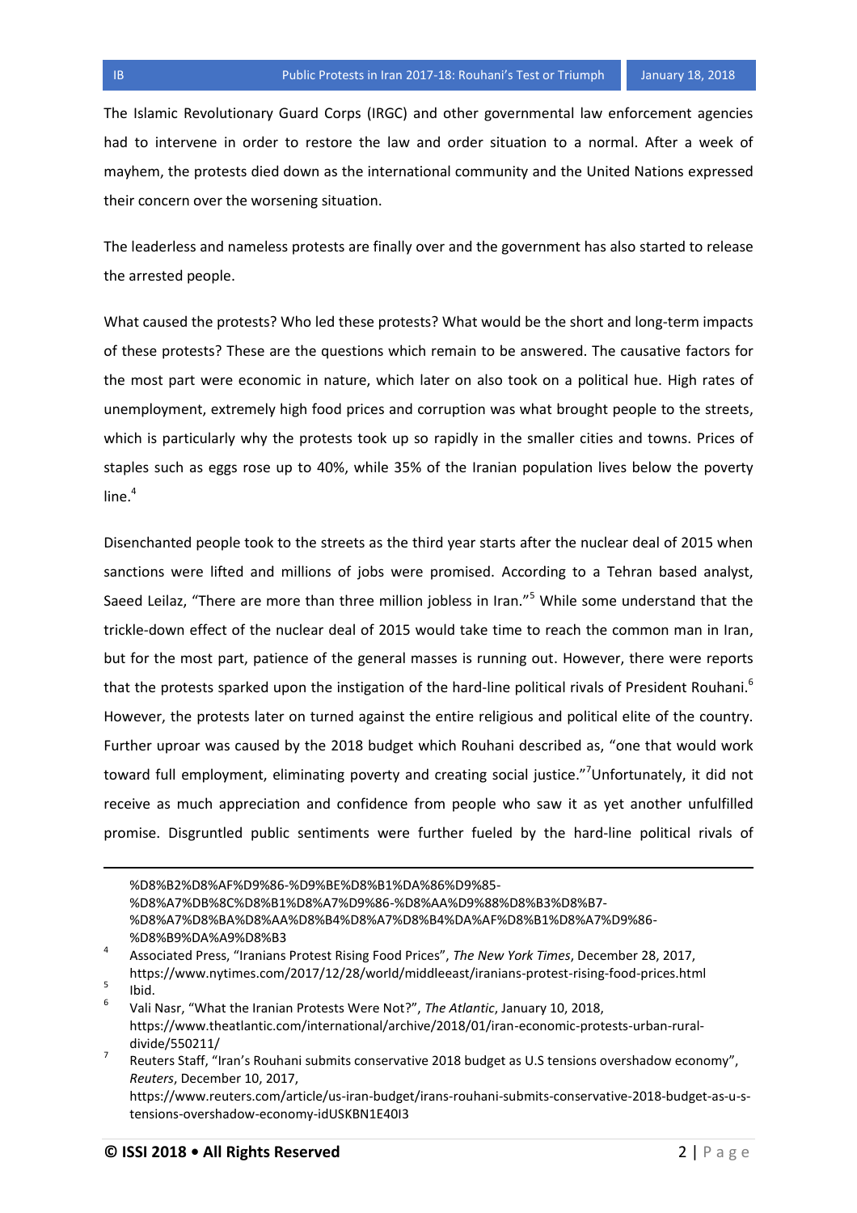The Islamic Revolutionary Guard Corps (IRGC) and other governmental law enforcement agencies had to intervene in order to restore the law and order situation to a normal. After a week of mayhem, the protests died down as the international community and the United Nations expressed their concern over the worsening situation.

The leaderless and nameless protests are finally over and the government has also started to release the arrested people.

What caused the protests? Who led these protests? What would be the short and long-term impacts of these protests? These are the questions which remain to be answered. The causative factors for the most part were economic in nature, which later on also took on a political hue. High rates of unemployment, extremely high food prices and corruption was what brought people to the streets, which is particularly why the protests took up so rapidly in the smaller cities and towns. Prices of staples such as eggs rose up to 40%, while 35% of the Iranian population lives below the poverty line.[4]

Disenchanted people took to the streets as the third year starts after the nuclear deal of 2015 when sanctions were lifted and millions of jobs were promised. According to a Tehran based analyst, Saeed Leilaz, "There are more than three million jobless in Iran."[5] While some understand that the trickle-down effect of the nuclear deal of 2015 would take time to reach the common man in Iran, but for the most part, patience of the general masses is running out. However, there were reports that the protests sparked upon the instigation of the hard-line political rivals of President Rouhani.[6] However, the protests later on turned against the entire religious and political elite of the country. Further uproar was caused by the 2018 budget which Rouhani described as, "one that would work toward full employment, eliminating poverty and creating social justice."[7]Unfortunately, it did not receive as much appreciation and confidence from people who saw it as yet another unfulfilled promise. Disgruntled public sentiments were further fueled by the hard-line political rivals of

---

%D8%B2%D8%AF%D9%86-%D9%BE%D8%B1%DA%86%D9%85-%D8%A7%DB%8C%D8%B1%D8%A7%D9%86-%D8%AA%D9%88%D8%B3%D8%B7-%D8%A7%D8%BA%D8%AA%D8%B4%D8%A7%D8%B4%DA%AF%D8%B1%D8%A7%D9%86-%D8%B9%DA%A9%D8%B3

[4] Associated Press, "Iranians Protest Rising Food Prices", *The New York Times*, December 28, 2017, https://www.nytimes.com/2017/12/28/world/middleeast/iranians-protest-rising-food-prices.html

[5] Ibid.

[6] Vali Nasr, "What the Iranian Protests Were Not?", *The Atlantic*, January 10, 2018, https://www.theatlantic.com/international/archive/2018/01/iran-economic-protests-urban-rural-divide/550211/

[7] Reuters Staff, "Iran's Rouhani submits conservative 2018 budget as U.S tensions overshadow economy", *Reuters*, December 10, 2017, https://www.reuters.com/article/us-iran-budget/irans-rouhani-submits-conservative-2018-budget-as-u-s-tensions-overshadow-economy-idUSKBN1E40I3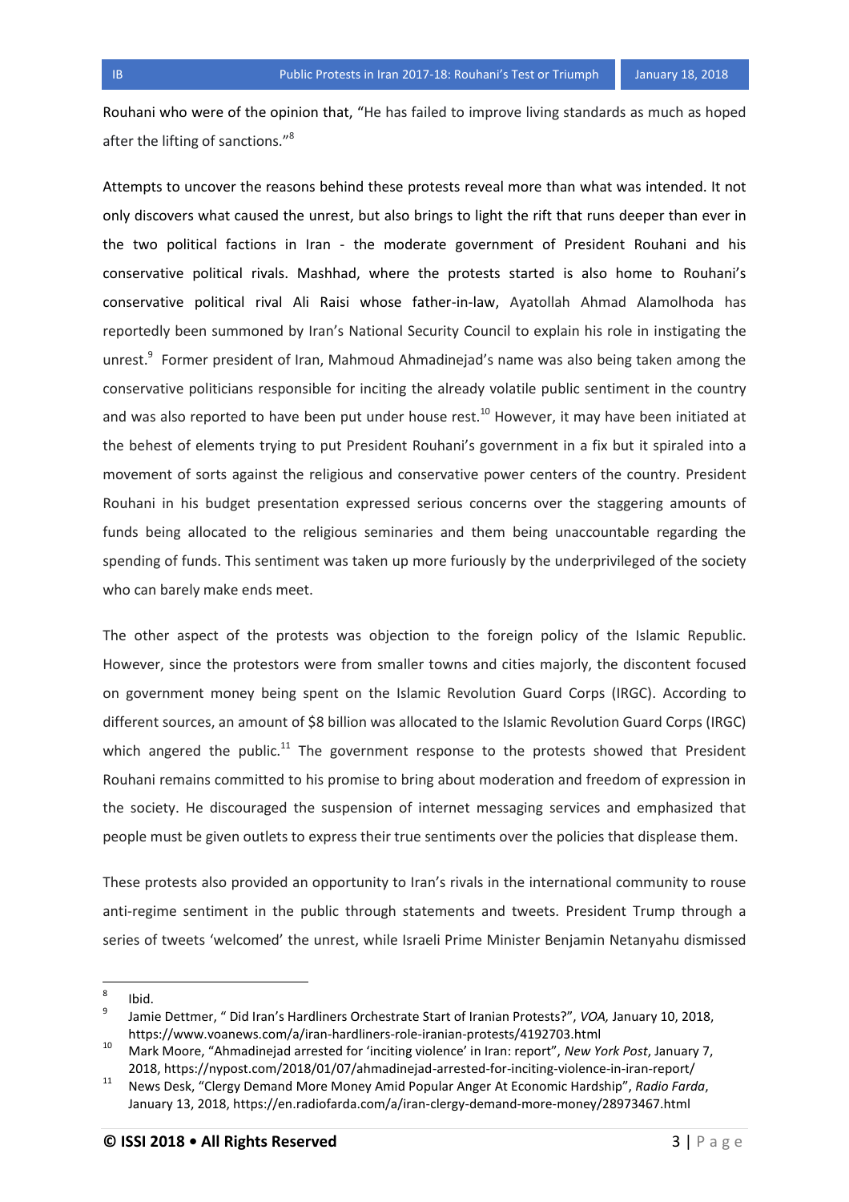Rouhani who were of the opinion that, "He has failed to improve living standards as much as hoped after the lifting of sanctions."[8]

Attempts to uncover the reasons behind these protests reveal more than what was intended. It not only discovers what caused the unrest, but also brings to light the rift that runs deeper than ever in the two political factions in Iran - the moderate government of President Rouhani and his conservative political rivals. Mashhad, where the protests started is also home to Rouhani's conservative political rival Ali Raisi whose father-in-law, Ayatollah Ahmad Alamolhoda has reportedly been summoned by Iran's National Security Council to explain his role in instigating the unrest.[9] Former president of Iran, Mahmoud Ahmadinejad's name was also being taken among the conservative politicians responsible for inciting the already volatile public sentiment in the country and was also reported to have been put under house rest.[10] However, it may have been initiated at the behest of elements trying to put President Rouhani's government in a fix but it spiraled into a movement of sorts against the religious and conservative power centers of the country. President Rouhani in his budget presentation expressed serious concerns over the staggering amounts of funds being allocated to the religious seminaries and them being unaccountable regarding the spending of funds. This sentiment was taken up more furiously by the underprivileged of the society who can barely make ends meet.

The other aspect of the protests was objection to the foreign policy of the Islamic Republic. However, since the protestors were from smaller towns and cities majorly, the discontent focused on government money being spent on the Islamic Revolution Guard Corps (IRGC). According to different sources, an amount of $8 billion was allocated to the Islamic Revolution Guard Corps (IRGC) which angered the public.[11] The government response to the protests showed that President Rouhani remains committed to his promise to bring about moderation and freedom of expression in the society. He discouraged the suspension of internet messaging services and emphasized that people must be given outlets to express their true sentiments over the policies that displease them.

These protests also provided an opportunity to Iran's rivals in the international community to rouse anti-regime sentiment in the public through statements and tweets. President Trump through a series of tweets 'welcomed' the unrest, while Israeli Prime Minister Benjamin Netanyahu dismissed

---

[8] Ibid.

[9] Jamie Dettmer, " Did Iran's Hardliners Orchestrate Start of Iranian Protests?", *VOA,* January 10, 2018, https://www.voanews.com/a/iran-hardliners-role-iranian-protests/4192703.html

[10] Mark Moore, "Ahmadinejad arrested for 'inciting violence' in Iran: report", *New York Post*, January 7, 2018, https://nypost.com/2018/01/07/ahmadinejad-arrested-for-inciting-violence-in-iran-report/

[11] News Desk, "Clergy Demand More Money Amid Popular Anger At Economic Hardship", *Radio Farda*, January 13, 2018, https://en.radiofarda.com/a/iran-clergy-demand-more-money/28973467.html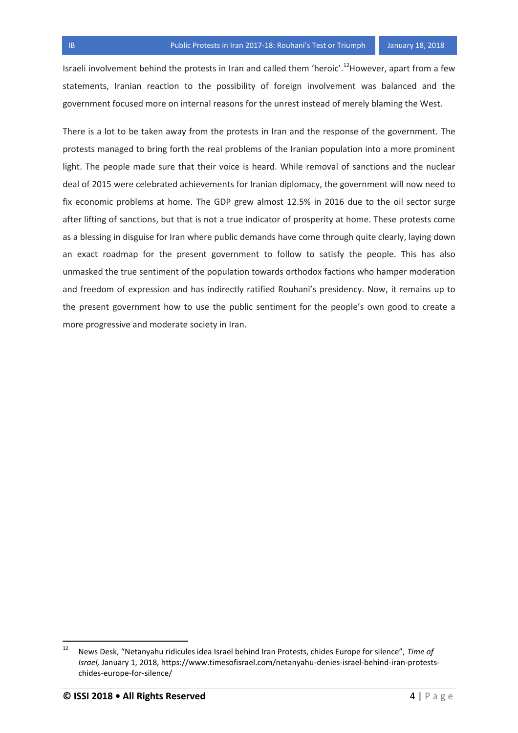Israeli involvement behind the protests in Iran and called them 'heroic'.[12] However, apart from a few statements, Iranian reaction to the possibility of foreign involvement was balanced and the government focused more on internal reasons for the unrest instead of merely blaming the West.

There is a lot to be taken away from the protests in Iran and the response of the government. The protests managed to bring forth the real problems of the Iranian population into a more prominent light. The people made sure that their voice is heard. While removal of sanctions and the nuclear deal of 2015 were celebrated achievements for Iranian diplomacy, the government will now need to fix economic problems at home. The GDP grew almost 12.5% in 2016 due to the oil sector surge after lifting of sanctions, but that is not a true indicator of prosperity at home. These protests come as a blessing in disguise for Iran where public demands have come through quite clearly, laying down an exact roadmap for the present government to follow to satisfy the people. This has also unmasked the true sentiment of the population towards orthodox factions who hamper moderation and freedom of expression and has indirectly ratified Rouhani's presidency. Now, it remains up to the present government how to use the public sentiment for the people's own good to create a more progressive and moderate society in Iran.

---

[12] News Desk, "Netanyahu ridicules idea Israel behind Iran Protests, chides Europe for silence", *Time of Israel,* January 1, 2018, https://www.timesofisrael.com/netanyahu-denies-israel-behind-iran-protests-chides-europe-for-silence/